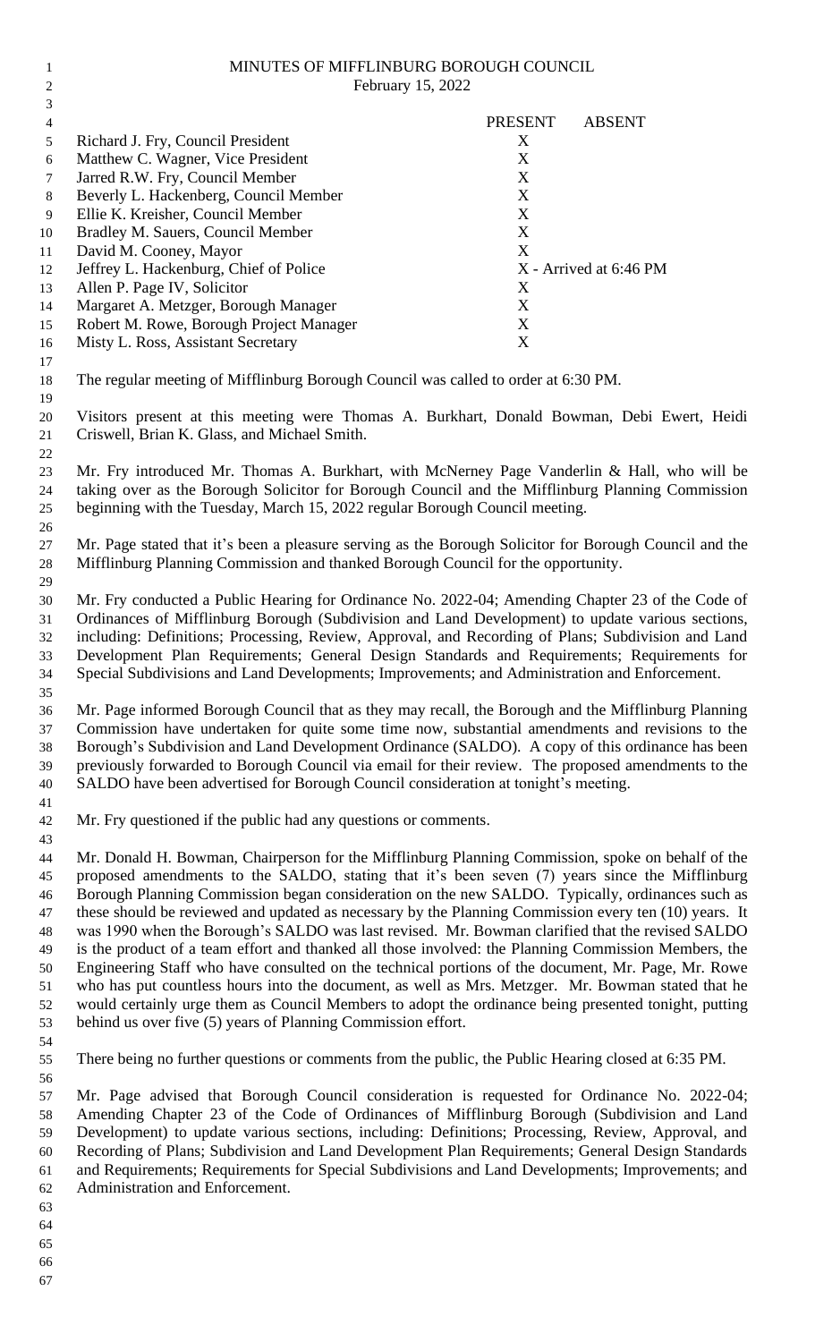# MINUTES OF MIFFLINBURG BOROUGH COUNCIL

February 15, 2022

| | PRESENT | ABSENT |
|---|---|---|
| Richard J. Fry, Council President | X | |
| Matthew C. Wagner, Vice President | X | |
| Jarred R.W. Fry, Council Member | X | |
| Beverly L. Hackenberg, Council Member | X | |
| Ellie K. Kreisher, Council Member | X | |
| Bradley M. Sauers, Council Member | X | |
| David M. Cooney, Mayor | X | |
| Jeffrey L. Hackenburg, Chief of Police | X - Arrived at 6:46 PM | |
| Allen P. Page IV, Solicitor | X | |
| Margaret A. Metzger, Borough Manager | X | |
| Robert M. Rowe, Borough Project Manager | X | |
| Misty L. Ross, Assistant Secretary | X | |

The regular meeting of Mifflinburg Borough Council was called to order at 6:30 PM.

Visitors present at this meeting were Thomas A. Burkhart, Donald Bowman, Debi Ewert, Heidi Criswell, Brian K. Glass, and Michael Smith.

Mr. Fry introduced Mr. Thomas A. Burkhart, with McNerney Page Vanderlin & Hall, who will be taking over as the Borough Solicitor for Borough Council and the Mifflinburg Planning Commission beginning with the Tuesday, March 15, 2022 regular Borough Council meeting.

Mr. Page stated that it's been a pleasure serving as the Borough Solicitor for Borough Council and the Mifflinburg Planning Commission and thanked Borough Council for the opportunity.

Mr. Fry conducted a Public Hearing for Ordinance No. 2022-04; Amending Chapter 23 of the Code of Ordinances of Mifflinburg Borough (Subdivision and Land Development) to update various sections, including: Definitions; Processing, Review, Approval, and Recording of Plans; Subdivision and Land Development Plan Requirements; General Design Standards and Requirements; Requirements for Special Subdivisions and Land Developments; Improvements; and Administration and Enforcement.

Mr. Page informed Borough Council that as they may recall, the Borough and the Mifflinburg Planning Commission have undertaken for quite some time now, substantial amendments and revisions to the Borough's Subdivision and Land Development Ordinance (SALDO). A copy of this ordinance has been previously forwarded to Borough Council via email for their review. The proposed amendments to the SALDO have been advertised for Borough Council consideration at tonight's meeting.

Mr. Fry questioned if the public had any questions or comments.

Mr. Donald H. Bowman, Chairperson for the Mifflinburg Planning Commission, spoke on behalf of the proposed amendments to the SALDO, stating that it's been seven (7) years since the Mifflinburg Borough Planning Commission began consideration on the new SALDO. Typically, ordinances such as these should be reviewed and updated as necessary by the Planning Commission every ten (10) years. It was 1990 when the Borough's SALDO was last revised. Mr. Bowman clarified that the revised SALDO is the product of a team effort and thanked all those involved: the Planning Commission Members, the Engineering Staff who have consulted on the technical portions of the document, Mr. Page, Mr. Rowe who has put countless hours into the document, as well as Mrs. Metzger. Mr. Bowman stated that he would certainly urge them as Council Members to adopt the ordinance being presented tonight, putting behind us over five (5) years of Planning Commission effort.

There being no further questions or comments from the public, the Public Hearing closed at 6:35 PM.

Mr. Page advised that Borough Council consideration is requested for Ordinance No. 2022-04; Amending Chapter 23 of the Code of Ordinances of Mifflinburg Borough (Subdivision and Land Development) to update various sections, including: Definitions; Processing, Review, Approval, and Recording of Plans; Subdivision and Land Development Plan Requirements; General Design Standards and Requirements; Requirements for Special Subdivisions and Land Developments; Improvements; and Administration and Enforcement.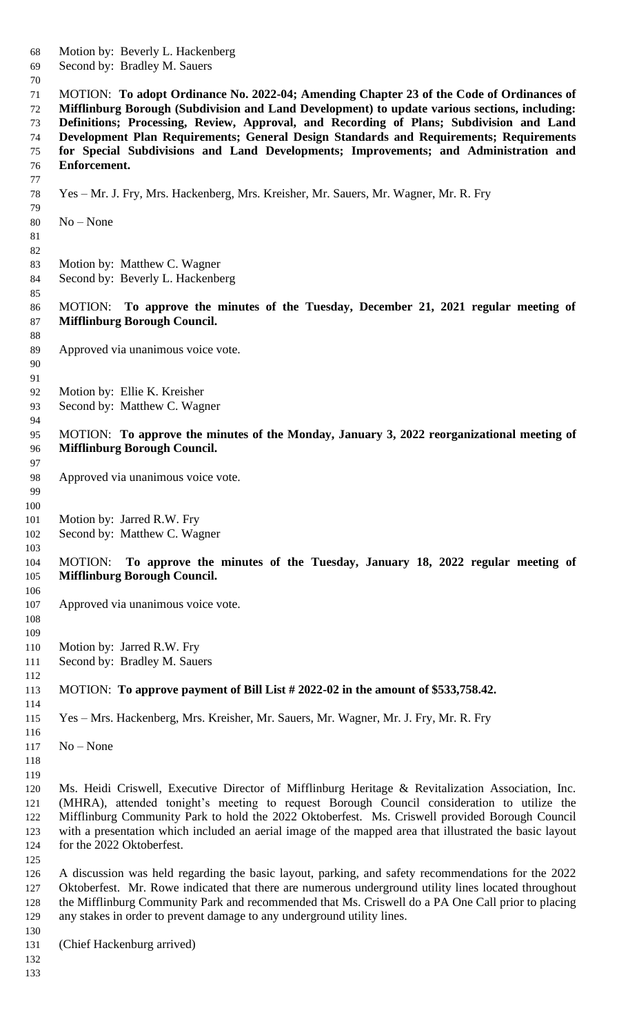Motion by: Beverly L. Hackenberg
Second by: Bradley M. Sauers

MOTION: **To adopt Ordinance No. 2022-04; Amending Chapter 23 of the Code of Ordinances of Mifflinburg Borough (Subdivision and Land Development) to update various sections, including: Definitions; Processing, Review, Approval, and Recording of Plans; Subdivision and Land Development Plan Requirements; General Design Standards and Requirements; Requirements for Special Subdivisions and Land Developments; Improvements; and Administration and Enforcement.**

Yes – Mr. J. Fry, Mrs. Hackenberg, Mrs. Kreisher, Mr. Sauers, Mr. Wagner, Mr. R. Fry

No – None

Motion by: Matthew C. Wagner
Second by: Beverly L. Hackenberg

MOTION: **To approve the minutes of the Tuesday, December 21, 2021 regular meeting of Mifflinburg Borough Council.**

Approved via unanimous voice vote.

Motion by: Ellie K. Kreisher
Second by: Matthew C. Wagner

MOTION: **To approve the minutes of the Monday, January 3, 2022 reorganizational meeting of Mifflinburg Borough Council.**

Approved via unanimous voice vote.

Motion by: Jarred R.W. Fry
Second by: Matthew C. Wagner

MOTION: **To approve the minutes of the Tuesday, January 18, 2022 regular meeting of Mifflinburg Borough Council.**

Approved via unanimous voice vote.

Motion by: Jarred R.W. Fry
Second by: Bradley M. Sauers

MOTION: **To approve payment of Bill List # 2022-02 in the amount of $533,758.42.**

Yes – Mrs. Hackenberg, Mrs. Kreisher, Mr. Sauers, Mr. Wagner, Mr. J. Fry, Mr. R. Fry

No – None

Ms. Heidi Criswell, Executive Director of Mifflinburg Heritage & Revitalization Association, Inc. (MHRA), attended tonight's meeting to request Borough Council consideration to utilize the Mifflinburg Community Park to hold the 2022 Oktoberfest. Ms. Criswell provided Borough Council with a presentation which included an aerial image of the mapped area that illustrated the basic layout for the 2022 Oktoberfest.

A discussion was held regarding the basic layout, parking, and safety recommendations for the 2022 Oktoberfest. Mr. Rowe indicated that there are numerous underground utility lines located throughout the Mifflinburg Community Park and recommended that Ms. Criswell do a PA One Call prior to placing any stakes in order to prevent damage to any underground utility lines.

(Chief Hackenburg arrived)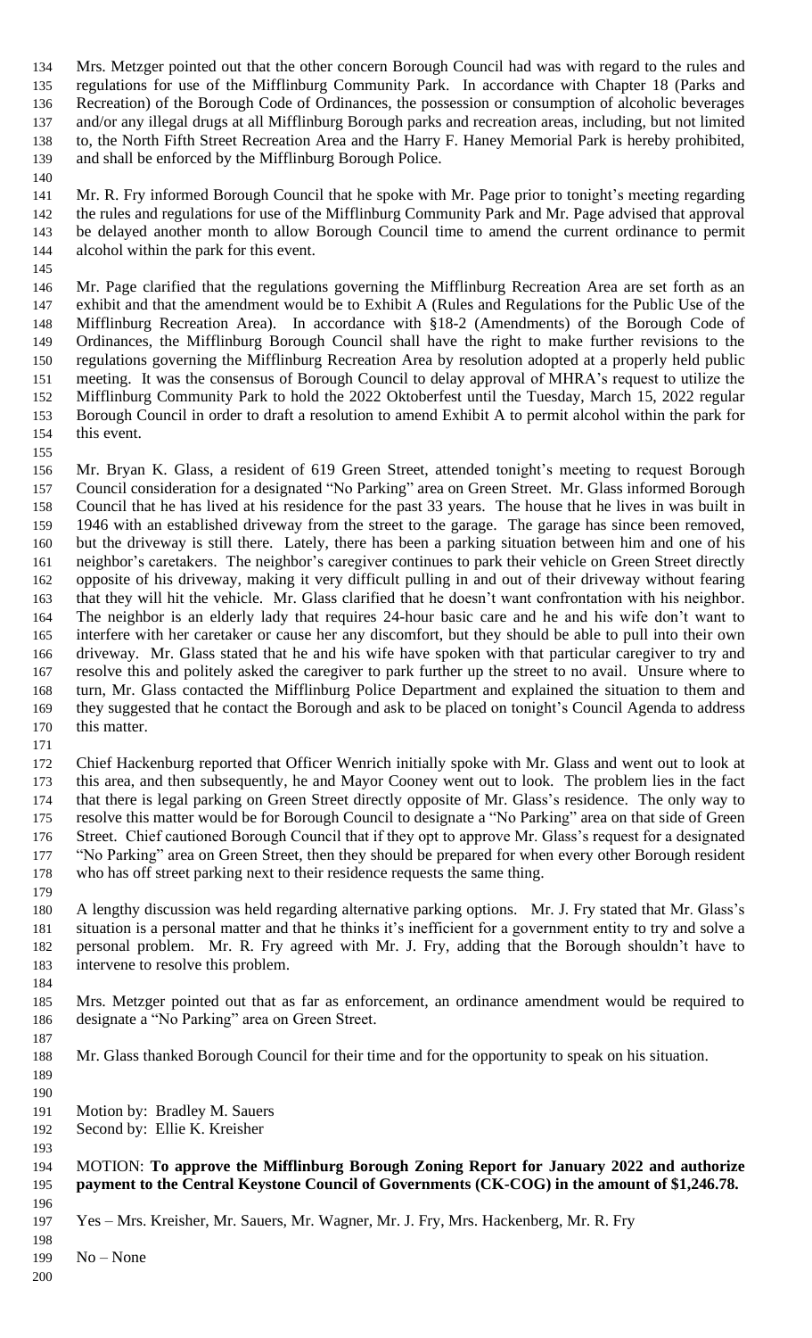Mrs. Metzger pointed out that the other concern Borough Council had was with regard to the rules and regulations for use of the Mifflinburg Community Park. In accordance with Chapter 18 (Parks and Recreation) of the Borough Code of Ordinances, the possession or consumption of alcoholic beverages and/or any illegal drugs at all Mifflinburg Borough parks and recreation areas, including, but not limited to, the North Fifth Street Recreation Area and the Harry F. Haney Memorial Park is hereby prohibited, and shall be enforced by the Mifflinburg Borough Police.

Mr. R. Fry informed Borough Council that he spoke with Mr. Page prior to tonight's meeting regarding the rules and regulations for use of the Mifflinburg Community Park and Mr. Page advised that approval be delayed another month to allow Borough Council time to amend the current ordinance to permit alcohol within the park for this event.

Mr. Page clarified that the regulations governing the Mifflinburg Recreation Area are set forth as an exhibit and that the amendment would be to Exhibit A (Rules and Regulations for the Public Use of the Mifflinburg Recreation Area). In accordance with §18-2 (Amendments) of the Borough Code of Ordinances, the Mifflinburg Borough Council shall have the right to make further revisions to the regulations governing the Mifflinburg Recreation Area by resolution adopted at a properly held public meeting. It was the consensus of Borough Council to delay approval of MHRA's request to utilize the Mifflinburg Community Park to hold the 2022 Oktoberfest until the Tuesday, March 15, 2022 regular Borough Council in order to draft a resolution to amend Exhibit A to permit alcohol within the park for this event.

Mr. Bryan K. Glass, a resident of 619 Green Street, attended tonight's meeting to request Borough Council consideration for a designated "No Parking" area on Green Street. Mr. Glass informed Borough Council that he has lived at his residence for the past 33 years. The house that he lives in was built in 1946 with an established driveway from the street to the garage. The garage has since been removed, but the driveway is still there. Lately, there has been a parking situation between him and one of his neighbor's caretakers. The neighbor's caregiver continues to park their vehicle on Green Street directly opposite of his driveway, making it very difficult pulling in and out of their driveway without fearing that they will hit the vehicle. Mr. Glass clarified that he doesn't want confrontation with his neighbor. The neighbor is an elderly lady that requires 24-hour basic care and he and his wife don't want to interfere with her caretaker or cause her any discomfort, but they should be able to pull into their own driveway. Mr. Glass stated that he and his wife have spoken with that particular caregiver to try and resolve this and politely asked the caregiver to park further up the street to no avail. Unsure where to turn, Mr. Glass contacted the Mifflinburg Police Department and explained the situation to them and they suggested that he contact the Borough and ask to be placed on tonight's Council Agenda to address this matter.

Chief Hackenburg reported that Officer Wenrich initially spoke with Mr. Glass and went out to look at this area, and then subsequently, he and Mayor Cooney went out to look. The problem lies in the fact that there is legal parking on Green Street directly opposite of Mr. Glass's residence. The only way to resolve this matter would be for Borough Council to designate a "No Parking" area on that side of Green Street. Chief cautioned Borough Council that if they opt to approve Mr. Glass's request for a designated "No Parking" area on Green Street, then they should be prepared for when every other Borough resident who has off street parking next to their residence requests the same thing.

A lengthy discussion was held regarding alternative parking options. Mr. J. Fry stated that Mr. Glass's situation is a personal matter and that he thinks it's inefficient for a government entity to try and solve a personal problem. Mr. R. Fry agreed with Mr. J. Fry, adding that the Borough shouldn't have to intervene to resolve this problem.

Mrs. Metzger pointed out that as far as enforcement, an ordinance amendment would be required to designate a "No Parking" area on Green Street.

Mr. Glass thanked Borough Council for their time and for the opportunity to speak on his situation.

Motion by: Bradley M. Sauers
Second by: Ellie K. Kreisher

MOTION: **To approve the Mifflinburg Borough Zoning Report for January 2022 and authorize payment to the Central Keystone Council of Governments (CK-COG) in the amount of $1,246.78.**

Yes – Mrs. Kreisher, Mr. Sauers, Mr. Wagner, Mr. J. Fry, Mrs. Hackenberg, Mr. R. Fry

No – None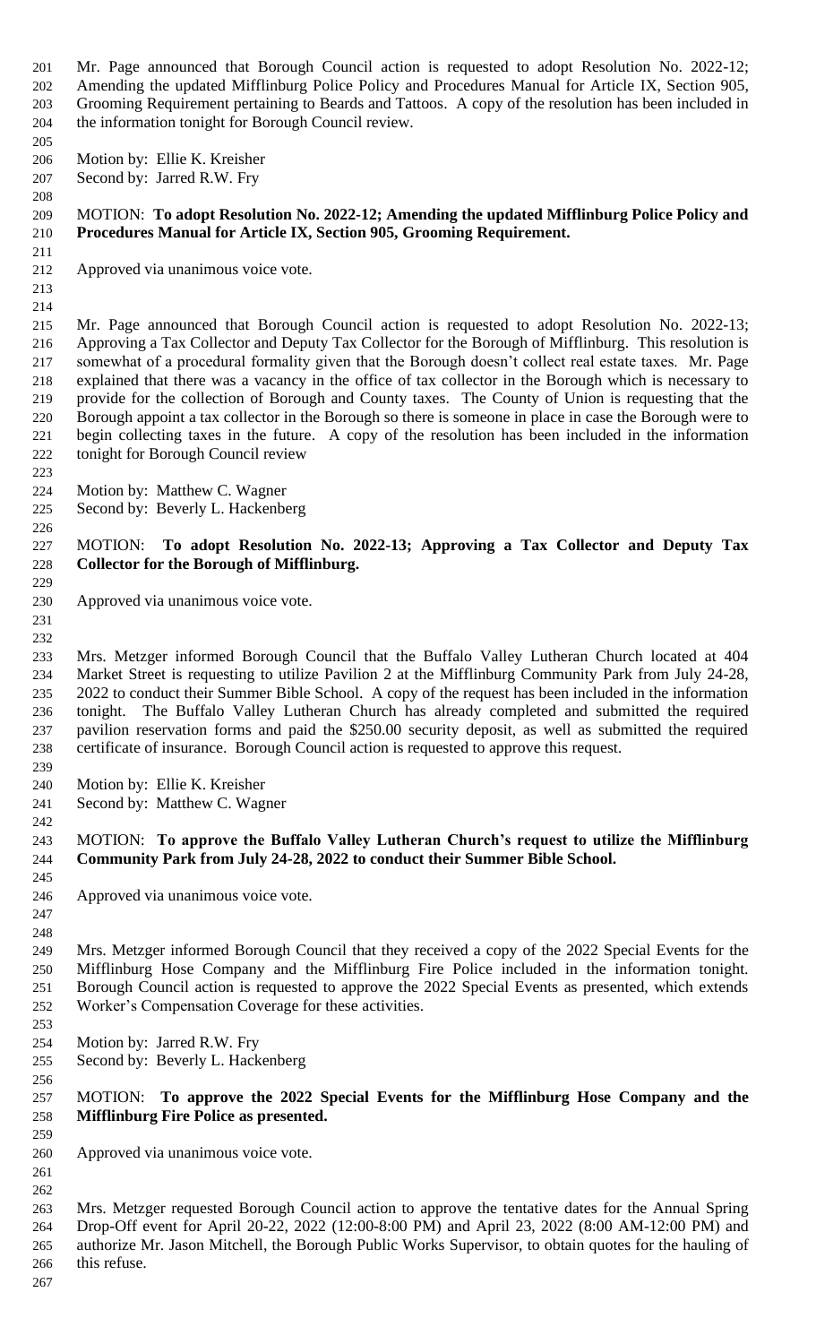Mr. Page announced that Borough Council action is requested to adopt Resolution No. 2022-12; Amending the updated Mifflinburg Police Policy and Procedures Manual for Article IX, Section 905, Grooming Requirement pertaining to Beards and Tattoos. A copy of the resolution has been included in the information tonight for Borough Council review.

Motion by: Ellie K. Kreisher
Second by: Jarred R.W. Fry

MOTION: **To adopt Resolution No. 2022-12; Amending the updated Mifflinburg Police Policy and Procedures Manual for Article IX, Section 905, Grooming Requirement.**

Approved via unanimous voice vote.

Mr. Page announced that Borough Council action is requested to adopt Resolution No. 2022-13; Approving a Tax Collector and Deputy Tax Collector for the Borough of Mifflinburg. This resolution is somewhat of a procedural formality given that the Borough doesn't collect real estate taxes. Mr. Page explained that there was a vacancy in the office of tax collector in the Borough which is necessary to provide for the collection of Borough and County taxes. The County of Union is requesting that the Borough appoint a tax collector in the Borough so there is someone in place in case the Borough were to begin collecting taxes in the future. A copy of the resolution has been included in the information tonight for Borough Council review

Motion by: Matthew C. Wagner
Second by: Beverly L. Hackenberg

MOTION: **To adopt Resolution No. 2022-13; Approving a Tax Collector and Deputy Tax Collector for the Borough of Mifflinburg.**

Approved via unanimous voice vote.

Mrs. Metzger informed Borough Council that the Buffalo Valley Lutheran Church located at 404 Market Street is requesting to utilize Pavilion 2 at the Mifflinburg Community Park from July 24-28, 2022 to conduct their Summer Bible School. A copy of the request has been included in the information tonight. The Buffalo Valley Lutheran Church has already completed and submitted the required pavilion reservation forms and paid the $250.00 security deposit, as well as submitted the required certificate of insurance. Borough Council action is requested to approve this request.

Motion by: Ellie K. Kreisher
Second by: Matthew C. Wagner

MOTION: **To approve the Buffalo Valley Lutheran Church's request to utilize the Mifflinburg Community Park from July 24-28, 2022 to conduct their Summer Bible School.**

Approved via unanimous voice vote.

Mrs. Metzger informed Borough Council that they received a copy of the 2022 Special Events for the Mifflinburg Hose Company and the Mifflinburg Fire Police included in the information tonight. Borough Council action is requested to approve the 2022 Special Events as presented, which extends Worker's Compensation Coverage for these activities.

Motion by: Jarred R.W. Fry
Second by: Beverly L. Hackenberg

MOTION: **To approve the 2022 Special Events for the Mifflinburg Hose Company and the Mifflinburg Fire Police as presented.**

Approved via unanimous voice vote.

Mrs. Metzger requested Borough Council action to approve the tentative dates for the Annual Spring Drop-Off event for April 20-22, 2022 (12:00-8:00 PM) and April 23, 2022 (8:00 AM-12:00 PM) and authorize Mr. Jason Mitchell, the Borough Public Works Supervisor, to obtain quotes for the hauling of this refuse.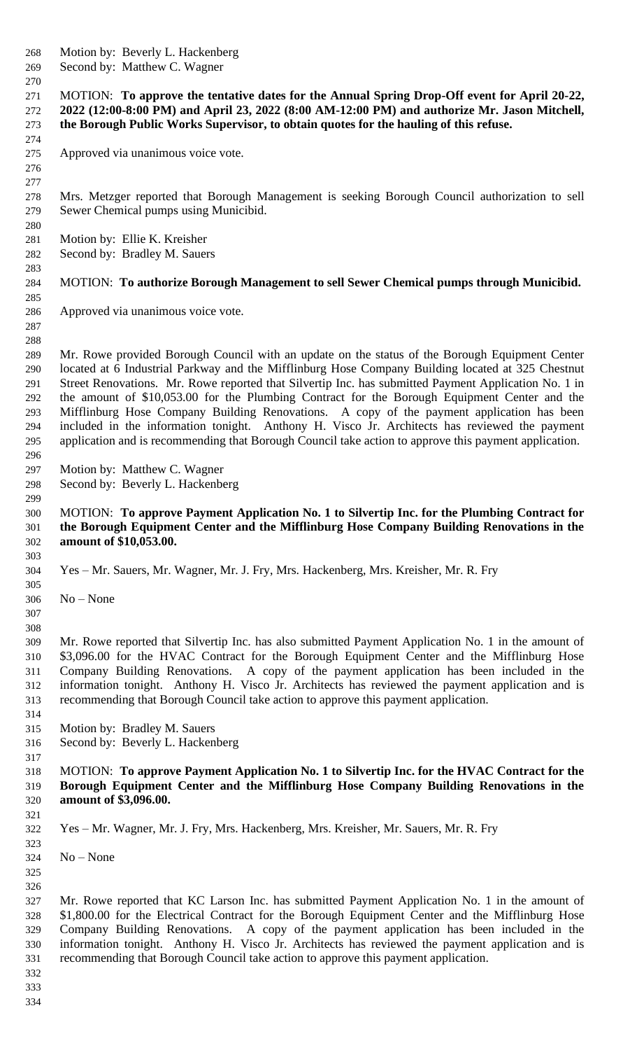Motion by: Beverly L. Hackenberg
Second by: Matthew C. Wagner

MOTION: **To approve the tentative dates for the Annual Spring Drop-Off event for April 20-22, 2022 (12:00-8:00 PM) and April 23, 2022 (8:00 AM-12:00 PM) and authorize Mr. Jason Mitchell, the Borough Public Works Supervisor, to obtain quotes for the hauling of this refuse.**

Approved via unanimous voice vote.

Mrs. Metzger reported that Borough Management is seeking Borough Council authorization to sell Sewer Chemical pumps using Municibid.

Motion by: Ellie K. Kreisher
Second by: Bradley M. Sauers

MOTION: **To authorize Borough Management to sell Sewer Chemical pumps through Municibid.**

Approved via unanimous voice vote.

Mr. Rowe provided Borough Council with an update on the status of the Borough Equipment Center located at 6 Industrial Parkway and the Mifflinburg Hose Company Building located at 325 Chestnut Street Renovations. Mr. Rowe reported that Silvertip Inc. has submitted Payment Application No. 1 in the amount of $10,053.00 for the Plumbing Contract for the Borough Equipment Center and the Mifflinburg Hose Company Building Renovations. A copy of the payment application has been included in the information tonight. Anthony H. Visco Jr. Architects has reviewed the payment application and is recommending that Borough Council take action to approve this payment application.

Motion by: Matthew C. Wagner
Second by: Beverly L. Hackenberg

MOTION: **To approve Payment Application No. 1 to Silvertip Inc. for the Plumbing Contract for the Borough Equipment Center and the Mifflinburg Hose Company Building Renovations in the amount of $10,053.00.**

Yes – Mr. Sauers, Mr. Wagner, Mr. J. Fry, Mrs. Hackenberg, Mrs. Kreisher, Mr. R. Fry

No – None

Mr. Rowe reported that Silvertip Inc. has also submitted Payment Application No. 1 in the amount of $3,096.00 for the HVAC Contract for the Borough Equipment Center and the Mifflinburg Hose Company Building Renovations. A copy of the payment application has been included in the information tonight. Anthony H. Visco Jr. Architects has reviewed the payment application and is recommending that Borough Council take action to approve this payment application.

Motion by: Bradley M. Sauers
Second by: Beverly L. Hackenberg

MOTION: **To approve Payment Application No. 1 to Silvertip Inc. for the HVAC Contract for the Borough Equipment Center and the Mifflinburg Hose Company Building Renovations in the amount of $3,096.00.**

Yes – Mr. Wagner, Mr. J. Fry, Mrs. Hackenberg, Mrs. Kreisher, Mr. Sauers, Mr. R. Fry

No – None

Mr. Rowe reported that KC Larson Inc. has submitted Payment Application No. 1 in the amount of $1,800.00 for the Electrical Contract for the Borough Equipment Center and the Mifflinburg Hose Company Building Renovations. A copy of the payment application has been included in the information tonight. Anthony H. Visco Jr. Architects has reviewed the payment application and is recommending that Borough Council take action to approve this payment application.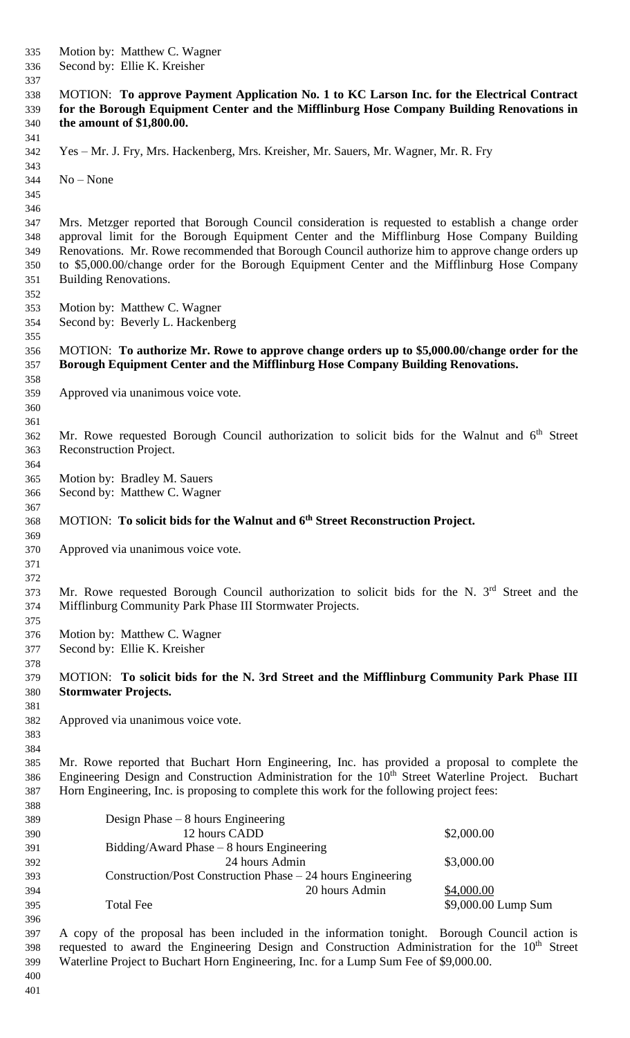Motion by: Matthew C. Wagner
Second by: Ellie K. Kreisher

MOTION: **To approve Payment Application No. 1 to KC Larson Inc. for the Electrical Contract for the Borough Equipment Center and the Mifflinburg Hose Company Building Renovations in the amount of $1,800.00.**

Yes – Mr. J. Fry, Mrs. Hackenberg, Mrs. Kreisher, Mr. Sauers, Mr. Wagner, Mr. R. Fry

No – None

Mrs. Metzger reported that Borough Council consideration is requested to establish a change order approval limit for the Borough Equipment Center and the Mifflinburg Hose Company Building Renovations. Mr. Rowe recommended that Borough Council authorize him to approve change orders up to $5,000.00/change order for the Borough Equipment Center and the Mifflinburg Hose Company Building Renovations.

Motion by: Matthew C. Wagner
Second by: Beverly L. Hackenberg

MOTION: **To authorize Mr. Rowe to approve change orders up to $5,000.00/change order for the Borough Equipment Center and the Mifflinburg Hose Company Building Renovations.**

Approved via unanimous voice vote.

Mr. Rowe requested Borough Council authorization to solicit bids for the Walnut and 6th Street Reconstruction Project.

Motion by: Bradley M. Sauers
Second by: Matthew C. Wagner

MOTION: **To solicit bids for the Walnut and 6th Street Reconstruction Project.**

Approved via unanimous voice vote.

Mr. Rowe requested Borough Council authorization to solicit bids for the N. 3rd Street and the Mifflinburg Community Park Phase III Stormwater Projects.

Motion by: Matthew C. Wagner
Second by: Ellie K. Kreisher

MOTION: **To solicit bids for the N. 3rd Street and the Mifflinburg Community Park Phase III Stormwater Projects.**

Approved via unanimous voice vote.

Mr. Rowe reported that Buchart Horn Engineering, Inc. has provided a proposal to complete the Engineering Design and Construction Administration for the 10th Street Waterline Project. Buchart Horn Engineering, Inc. is proposing to complete this work for the following project fees:

| Phase | Fee |
|---|---|
| Design Phase – 8 hours Engineering, 12 hours CADD | $2,000.00 |
| Bidding/Award Phase – 8 hours Engineering, 24 hours Admin | $3,000.00 |
| Construction/Post Construction Phase – 24 hours Engineering, 20 hours Admin | $4,000.00 |
| Total Fee | $9,000.00 Lump Sum |

A copy of the proposal has been included in the information tonight. Borough Council action is requested to award the Engineering Design and Construction Administration for the 10th Street Waterline Project to Buchart Horn Engineering, Inc. for a Lump Sum Fee of $9,000.00.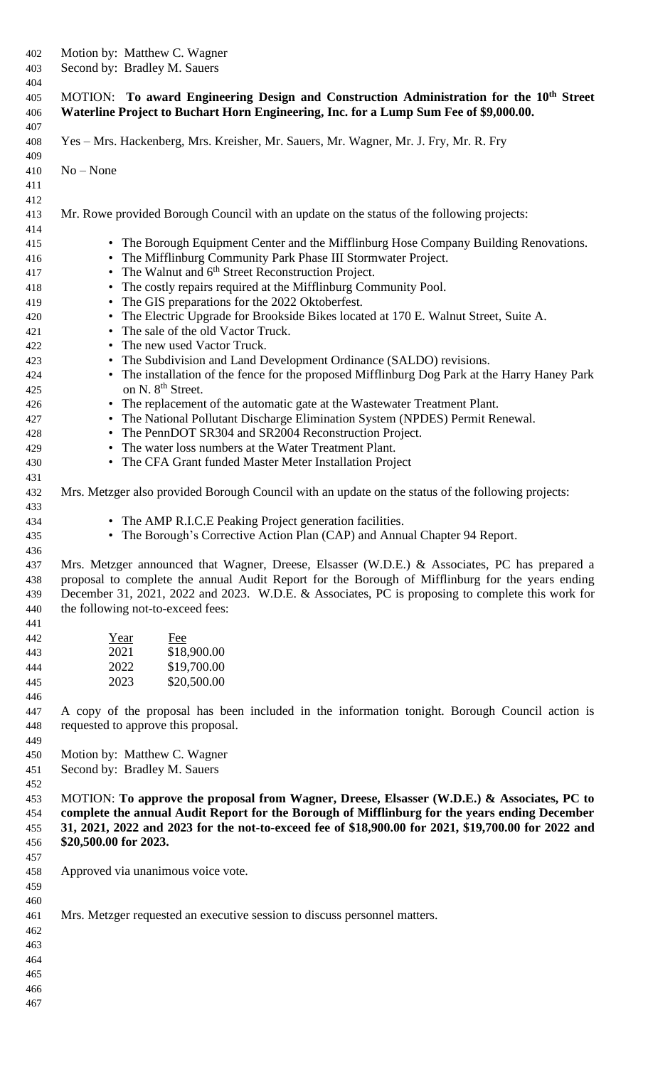Motion by: Matthew C. Wagner
Second by: Bradley M. Sauers

MOTION: **To award Engineering Design and Construction Administration for the 10th Street Waterline Project to Buchart Horn Engineering, Inc. for a Lump Sum Fee of $9,000.00.**

Yes – Mrs. Hackenberg, Mrs. Kreisher, Mr. Sauers, Mr. Wagner, Mr. J. Fry, Mr. R. Fry

No – None

Mr. Rowe provided Borough Council with an update on the status of the following projects:

- The Borough Equipment Center and the Mifflinburg Hose Company Building Renovations.
- The Mifflinburg Community Park Phase III Stormwater Project.
- The Walnut and 6th Street Reconstruction Project.
- The costly repairs required at the Mifflinburg Community Pool.
- The GIS preparations for the 2022 Oktoberfest.
- The Electric Upgrade for Brookside Bikes located at 170 E. Walnut Street, Suite A.
- The sale of the old Vactor Truck.
- The new used Vactor Truck.
- The Subdivision and Land Development Ordinance (SALDO) revisions.
- The installation of the fence for the proposed Mifflinburg Dog Park at the Harry Haney Park on N. 8th Street.
- The replacement of the automatic gate at the Wastewater Treatment Plant.
- The National Pollutant Discharge Elimination System (NPDES) Permit Renewal.
- The PennDOT SR304 and SR2004 Reconstruction Project.
- The water loss numbers at the Water Treatment Plant.
- The CFA Grant funded Master Meter Installation Project

Mrs. Metzger also provided Borough Council with an update on the status of the following projects:

- The AMP R.I.C.E Peaking Project generation facilities.
- The Borough's Corrective Action Plan (CAP) and Annual Chapter 94 Report.

Mrs. Metzger announced that Wagner, Dreese, Elsasser (W.D.E.) & Associates, PC has prepared a proposal to complete the annual Audit Report for the Borough of Mifflinburg for the years ending December 31, 2021, 2022 and 2023. W.D.E. & Associates, PC is proposing to complete this work for the following not-to-exceed fees:

| Year | Fee |
|---|---|
| 2021 | $18,900.00 |
| 2022 | $19,700.00 |
| 2023 | $20,500.00 |

A copy of the proposal has been included in the information tonight. Borough Council action is requested to approve this proposal.

Motion by: Matthew C. Wagner
Second by: Bradley M. Sauers

MOTION: **To approve the proposal from Wagner, Dreese, Elsasser (W.D.E.) & Associates, PC to complete the annual Audit Report for the Borough of Mifflinburg for the years ending December 31, 2021, 2022 and 2023 for the not-to-exceed fee of $18,900.00 for 2021, $19,700.00 for 2022 and $20,500.00 for 2023.**

Approved via unanimous voice vote.

Mrs. Metzger requested an executive session to discuss personnel matters.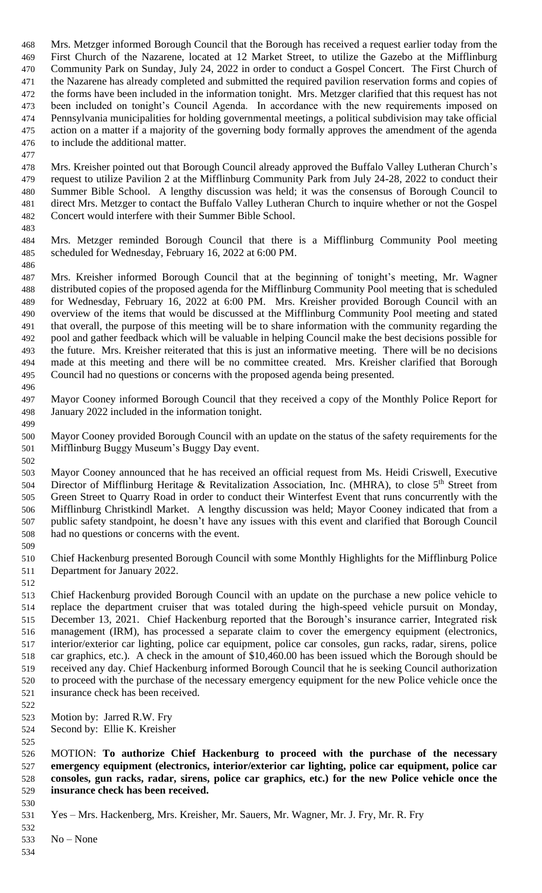Mrs. Metzger informed Borough Council that the Borough has received a request earlier today from the First Church of the Nazarene, located at 12 Market Street, to utilize the Gazebo at the Mifflinburg Community Park on Sunday, July 24, 2022 in order to conduct a Gospel Concert. The First Church of the Nazarene has already completed and submitted the required pavilion reservation forms and copies of the forms have been included in the information tonight. Mrs. Metzger clarified that this request has not been included on tonight's Council Agenda. In accordance with the new requirements imposed on Pennsylvania municipalities for holding governmental meetings, a political subdivision may take official action on a matter if a majority of the governing body formally approves the amendment of the agenda to include the additional matter.

Mrs. Kreisher pointed out that Borough Council already approved the Buffalo Valley Lutheran Church's request to utilize Pavilion 2 at the Mifflinburg Community Park from July 24-28, 2022 to conduct their Summer Bible School. A lengthy discussion was held; it was the consensus of Borough Council to direct Mrs. Metzger to contact the Buffalo Valley Lutheran Church to inquire whether or not the Gospel Concert would interfere with their Summer Bible School.

Mrs. Metzger reminded Borough Council that there is a Mifflinburg Community Pool meeting scheduled for Wednesday, February 16, 2022 at 6:00 PM.

Mrs. Kreisher informed Borough Council that at the beginning of tonight's meeting, Mr. Wagner distributed copies of the proposed agenda for the Mifflinburg Community Pool meeting that is scheduled for Wednesday, February 16, 2022 at 6:00 PM. Mrs. Kreisher provided Borough Council with an overview of the items that would be discussed at the Mifflinburg Community Pool meeting and stated that overall, the purpose of this meeting will be to share information with the community regarding the pool and gather feedback which will be valuable in helping Council make the best decisions possible for the future. Mrs. Kreisher reiterated that this is just an informative meeting. There will be no decisions made at this meeting and there will be no committee created. Mrs. Kreisher clarified that Borough Council had no questions or concerns with the proposed agenda being presented.

Mayor Cooney informed Borough Council that they received a copy of the Monthly Police Report for January 2022 included in the information tonight.

Mayor Cooney provided Borough Council with an update on the status of the safety requirements for the Mifflinburg Buggy Museum's Buggy Day event.

Mayor Cooney announced that he has received an official request from Ms. Heidi Criswell, Executive Director of Mifflinburg Heritage & Revitalization Association, Inc. (MHRA), to close 5th Street from Green Street to Quarry Road in order to conduct their Winterfest Event that runs concurrently with the Mifflinburg Christkindl Market. A lengthy discussion was held; Mayor Cooney indicated that from a public safety standpoint, he doesn't have any issues with this event and clarified that Borough Council had no questions or concerns with the event.

Chief Hackenburg presented Borough Council with some Monthly Highlights for the Mifflinburg Police Department for January 2022.

Chief Hackenburg provided Borough Council with an update on the purchase a new police vehicle to replace the department cruiser that was totaled during the high-speed vehicle pursuit on Monday, December 13, 2021. Chief Hackenburg reported that the Borough's insurance carrier, Integrated risk management (IRM), has processed a separate claim to cover the emergency equipment (electronics, interior/exterior car lighting, police car equipment, police car consoles, gun racks, radar, sirens, police car graphics, etc.). A check in the amount of $10,460.00 has been issued which the Borough should be received any day. Chief Hackenburg informed Borough Council that he is seeking Council authorization to proceed with the purchase of the necessary emergency equipment for the new Police vehicle once the insurance check has been received.

Motion by: Jarred R.W. Fry
Second by: Ellie K. Kreisher

MOTION: **To authorize Chief Hackenburg to proceed with the purchase of the necessary emergency equipment (electronics, interior/exterior car lighting, police car equipment, police car consoles, gun racks, radar, sirens, police car graphics, etc.) for the new Police vehicle once the insurance check has been received.**

Yes – Mrs. Hackenberg, Mrs. Kreisher, Mr. Sauers, Mr. Wagner, Mr. J. Fry, Mr. R. Fry

No – None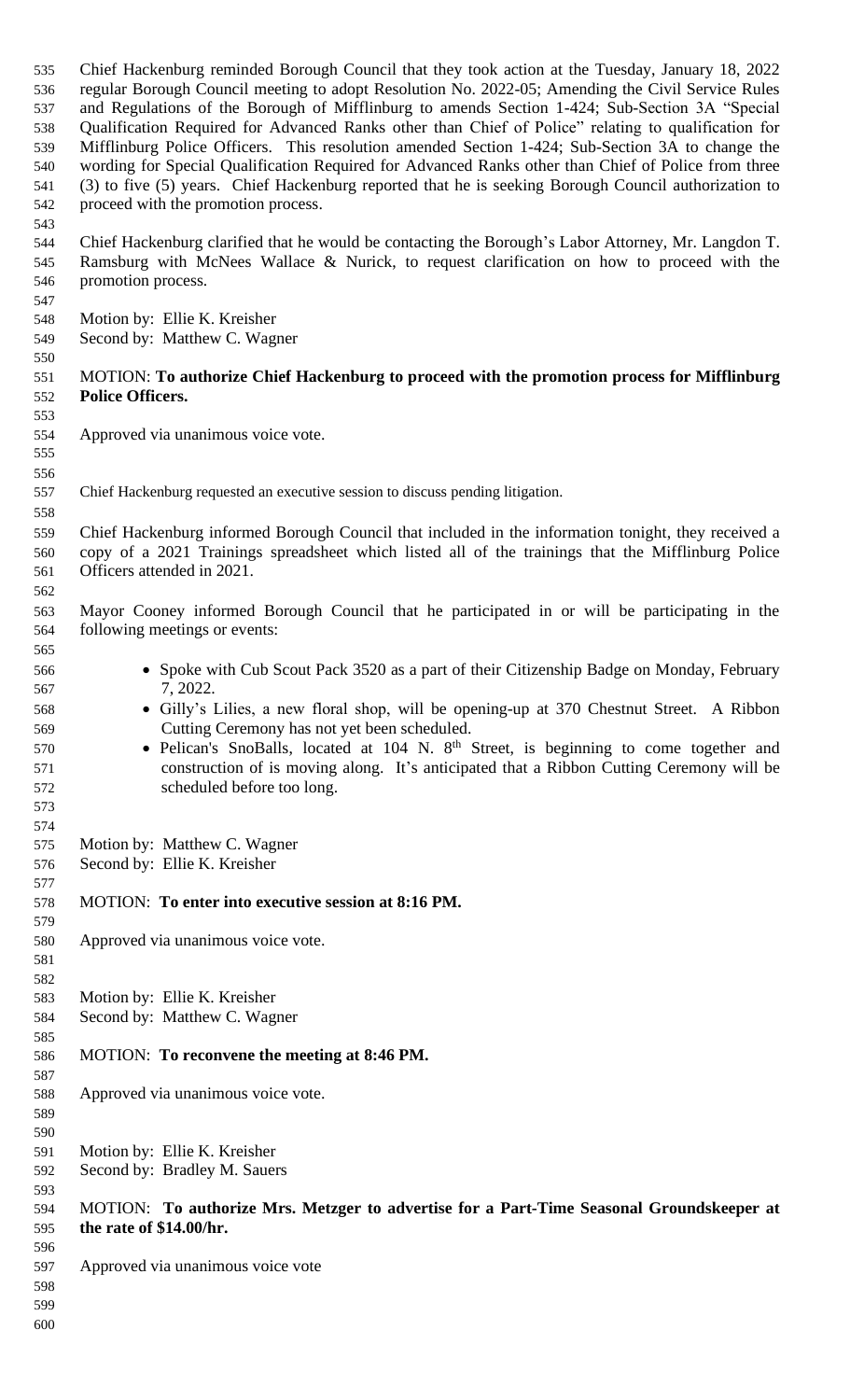Chief Hackenburg reminded Borough Council that they took action at the Tuesday, January 18, 2022 regular Borough Council meeting to adopt Resolution No. 2022-05; Amending the Civil Service Rules and Regulations of the Borough of Mifflinburg to amends Section 1-424; Sub-Section 3A "Special Qualification Required for Advanced Ranks other than Chief of Police" relating to qualification for Mifflinburg Police Officers. This resolution amended Section 1-424; Sub-Section 3A to change the wording for Special Qualification Required for Advanced Ranks other than Chief of Police from three (3) to five (5) years. Chief Hackenburg reported that he is seeking Borough Council authorization to proceed with the promotion process.

Chief Hackenburg clarified that he would be contacting the Borough's Labor Attorney, Mr. Langdon T. Ramsburg with McNees Wallace & Nurick, to request clarification on how to proceed with the promotion process.

Motion by: Ellie K. Kreisher
Second by: Matthew C. Wagner

MOTION: **To authorize Chief Hackenburg to proceed with the promotion process for Mifflinburg Police Officers.**

Approved via unanimous voice vote.

Chief Hackenburg requested an executive session to discuss pending litigation.

Chief Hackenburg informed Borough Council that included in the information tonight, they received a copy of a 2021 Trainings spreadsheet which listed all of the trainings that the Mifflinburg Police Officers attended in 2021.

Mayor Cooney informed Borough Council that he participated in or will be participating in the following meetings or events:

- Spoke with Cub Scout Pack 3520 as a part of their Citizenship Badge on Monday, February 7, 2022.
- Gilly's Lilies, a new floral shop, will be opening-up at 370 Chestnut Street. A Ribbon Cutting Ceremony has not yet been scheduled.
- Pelican's SnoBalls, located at 104 N. 8th Street, is beginning to come together and construction of is moving along. It's anticipated that a Ribbon Cutting Ceremony will be scheduled before too long.

Motion by: Matthew C. Wagner
Second by: Ellie K. Kreisher

MOTION: **To enter into executive session at 8:16 PM.**

Approved via unanimous voice vote.

Motion by: Ellie K. Kreisher
Second by: Matthew C. Wagner

MOTION: **To reconvene the meeting at 8:46 PM.**

Approved via unanimous voice vote.

Motion by: Ellie K. Kreisher
Second by: Bradley M. Sauers

MOTION: **To authorize Mrs. Metzger to advertise for a Part-Time Seasonal Groundskeeper at the rate of $14.00/hr.**

Approved via unanimous voice vote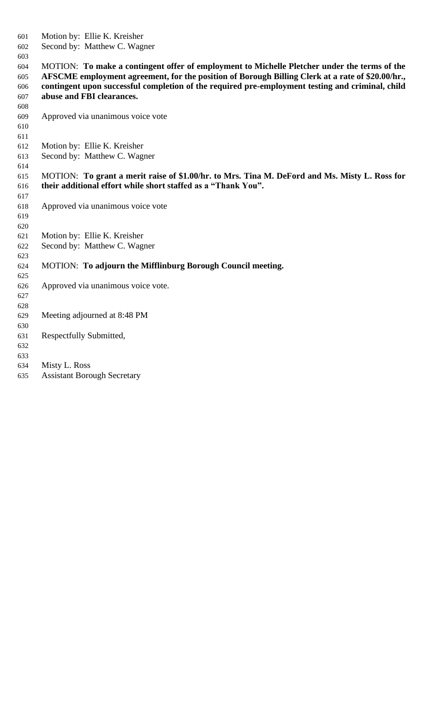Motion by: Ellie K. Kreisher
Second by: Matthew C. Wagner

MOTION: **To make a contingent offer of employment to Michelle Pletcher under the terms of the AFSCME employment agreement, for the position of Borough Billing Clerk at a rate of $20.00/hr., contingent upon successful completion of the required pre-employment testing and criminal, child abuse and FBI clearances.**

Approved via unanimous voice vote

Motion by: Ellie K. Kreisher
Second by: Matthew C. Wagner

MOTION: **To grant a merit raise of $1.00/hr. to Mrs. Tina M. DeFord and Ms. Misty L. Ross for their additional effort while short staffed as a "Thank You".**

Approved via unanimous voice vote

Motion by: Ellie K. Kreisher
Second by: Matthew C. Wagner

MOTION: **To adjourn the Mifflinburg Borough Council meeting.**

Approved via unanimous voice vote.

Meeting adjourned at 8:48 PM

Respectfully Submitted,

Misty L. Ross
Assistant Borough Secretary